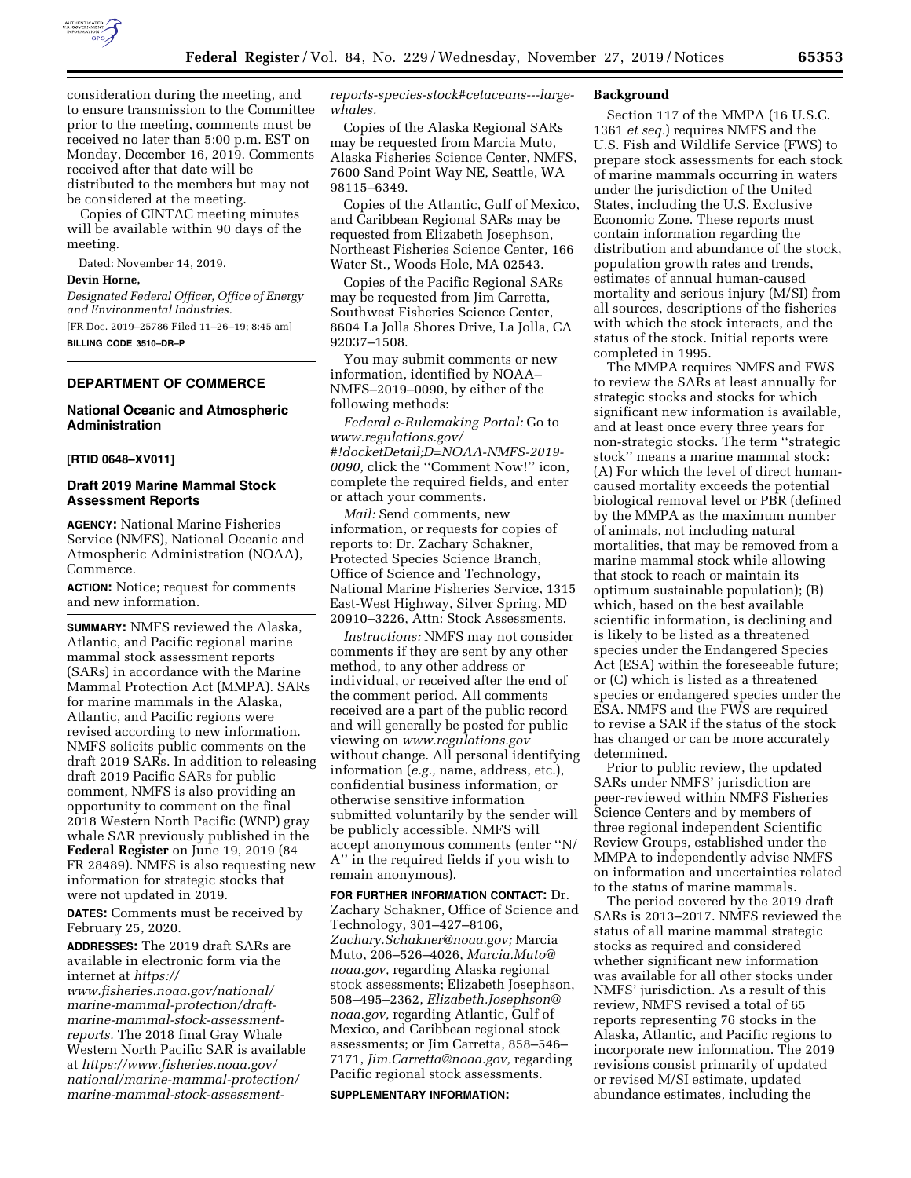consideration during the meeting, and to ensure transmission to the Committee prior to the meeting, comments must be received no later than 5:00 p.m. EST on Monday, December 16, 2019. Comments received after that date will be distributed to the members but may not be considered at the meeting.

Copies of CINTAC meeting minutes will be available within 90 days of the meeting.

Dated: November 14, 2019.

**Devin Horne,**

*Designated Federal Officer, Office of Energy and Environmental Industries.*

[FR Doc. 2019–25786 Filed 11–26–19; 8:45 am]

**BILLING CODE 3510–DR–P**

## DEPARTMENT OF COMMERCE

### National Oceanic and Atmospheric Administration

**[RTID 0648–XV011]**

### Draft 2019 Marine Mammal Stock Assessment Reports

**AGENCY:** National Marine Fisheries Service (NMFS), National Oceanic and Atmospheric Administration (NOAA), Commerce.

**ACTION:** Notice; request for comments and new information.

**SUMMARY:** NMFS reviewed the Alaska, Atlantic, and Pacific regional marine mammal stock assessment reports (SARs) in accordance with the Marine Mammal Protection Act (MMPA). SARs for marine mammals in the Alaska, Atlantic, and Pacific regions were revised according to new information. NMFS solicits public comments on the draft 2019 SARs. In addition to releasing draft 2019 Pacific SARs for public comment, NMFS is also providing an opportunity to comment on the final 2018 Western North Pacific (WNP) gray whale SAR previously published in the **Federal Register** on June 19, 2019 (84 FR 28489). NMFS is also requesting new information for strategic stocks that were not updated in 2019.

**DATES:** Comments must be received by February 25, 2020.

**ADDRESSES:** The 2019 draft SARs are available in electronic form via the internet at *https://www.fisheries.noaa.gov/national/marine-mammal-protection/draft-marine-mammal-stock-assessment-reports.* The 2018 final Gray Whale Western North Pacific SAR is available at *https://www.fisheries.noaa.gov/national/marine-mammal-protection/marine-mammal-stock-assessment-reports-species-stock#cetaceans---large-whales.*

Copies of the Alaska Regional SARs may be requested from Marcia Muto, Alaska Fisheries Science Center, NMFS, 7600 Sand Point Way NE, Seattle, WA 98115–6349.

Copies of the Atlantic, Gulf of Mexico, and Caribbean Regional SARs may be requested from Elizabeth Josephson, Northeast Fisheries Science Center, 166 Water St., Woods Hole, MA 02543.

Copies of the Pacific Regional SARs may be requested from Jim Carretta, Southwest Fisheries Science Center, 8604 La Jolla Shores Drive, La Jolla, CA 92037–1508.

You may submit comments or new information, identified by NOAA–NMFS–2019–0090, by either of the following methods:

*Federal e-Rulemaking Portal:* Go to *www.regulations.gov/#!docketDetail;D=NOAA-NMFS-2019-0090,* click the ''Comment Now!'' icon, complete the required fields, and enter or attach your comments.

*Mail:* Send comments, new information, or requests for copies of reports to: Dr. Zachary Schakner, Protected Species Science Branch, Office of Science and Technology, National Marine Fisheries Service, 1315 East-West Highway, Silver Spring, MD 20910–3226, Attn: Stock Assessments.

*Instructions:* NMFS may not consider comments if they are sent by any other method, to any other address or individual, or received after the end of the comment period. All comments received are a part of the public record and will generally be posted for public viewing on *www.regulations.gov* without change. All personal identifying information (*e.g.,* name, address, etc.), confidential business information, or otherwise sensitive information submitted voluntarily by the sender will be publicly accessible. NMFS will accept anonymous comments (enter ''N/A'' in the required fields if you wish to remain anonymous).

**FOR FURTHER INFORMATION CONTACT:** Dr. Zachary Schakner, Office of Science and Technology, 301–427–8106, *Zachary.Schakner@noaa.gov;* Marcia Muto, 206–526–4026, *Marcia.Muto@noaa.gov,* regarding Alaska regional stock assessments; Elizabeth Josephson, 508–495–2362, *Elizabeth.Josephson@noaa.gov,* regarding Atlantic, Gulf of Mexico, and Caribbean regional stock assessments; or Jim Carretta, 858–546–7171, *Jim.Carretta@noaa.gov,* regarding Pacific regional stock assessments.

**SUPPLEMENTARY INFORMATION:**

**Background**

Section 117 of the MMPA (16 U.S.C. 1361 *et seq.*) requires NMFS and the U.S. Fish and Wildlife Service (FWS) to prepare stock assessments for each stock of marine mammals occurring in waters under the jurisdiction of the United States, including the U.S. Exclusive Economic Zone. These reports must contain information regarding the distribution and abundance of the stock, population growth rates and trends, estimates of annual human-caused mortality and serious injury (M/SI) from all sources, descriptions of the fisheries with which the stock interacts, and the status of the stock. Initial reports were completed in 1995.

The MMPA requires NMFS and FWS to review the SARs at least annually for strategic stocks and stocks for which significant new information is available, and at least once every three years for non-strategic stocks. The term ''strategic stock'' means a marine mammal stock: (A) For which the level of direct human-caused mortality exceeds the potential biological removal level or PBR (defined by the MMPA as the maximum number of animals, not including natural mortalities, that may be removed from a marine mammal stock while allowing that stock to reach or maintain its optimum sustainable population); (B) which, based on the best available scientific information, is declining and is likely to be listed as a threatened species under the Endangered Species Act (ESA) within the foreseeable future; or (C) which is listed as a threatened species or endangered species under the ESA. NMFS and the FWS are required to revise a SAR if the status of the stock has changed or can be more accurately determined.

Prior to public review, the updated SARs under NMFS' jurisdiction are peer-reviewed within NMFS Fisheries Science Centers and by members of three regional independent Scientific Review Groups, established under the MMPA to independently advise NMFS on information and uncertainties related to the status of marine mammals.

The period covered by the 2019 draft SARs is 2013–2017. NMFS reviewed the status of all marine mammal strategic stocks as required and considered whether significant new information was available for all other stocks under NMFS' jurisdiction. As a result of this review, NMFS revised a total of 65 reports representing 76 stocks in the Alaska, Atlantic, and Pacific regions to incorporate new information. The 2019 revisions consist primarily of updated or revised M/SI estimate, updated abundance estimates, including the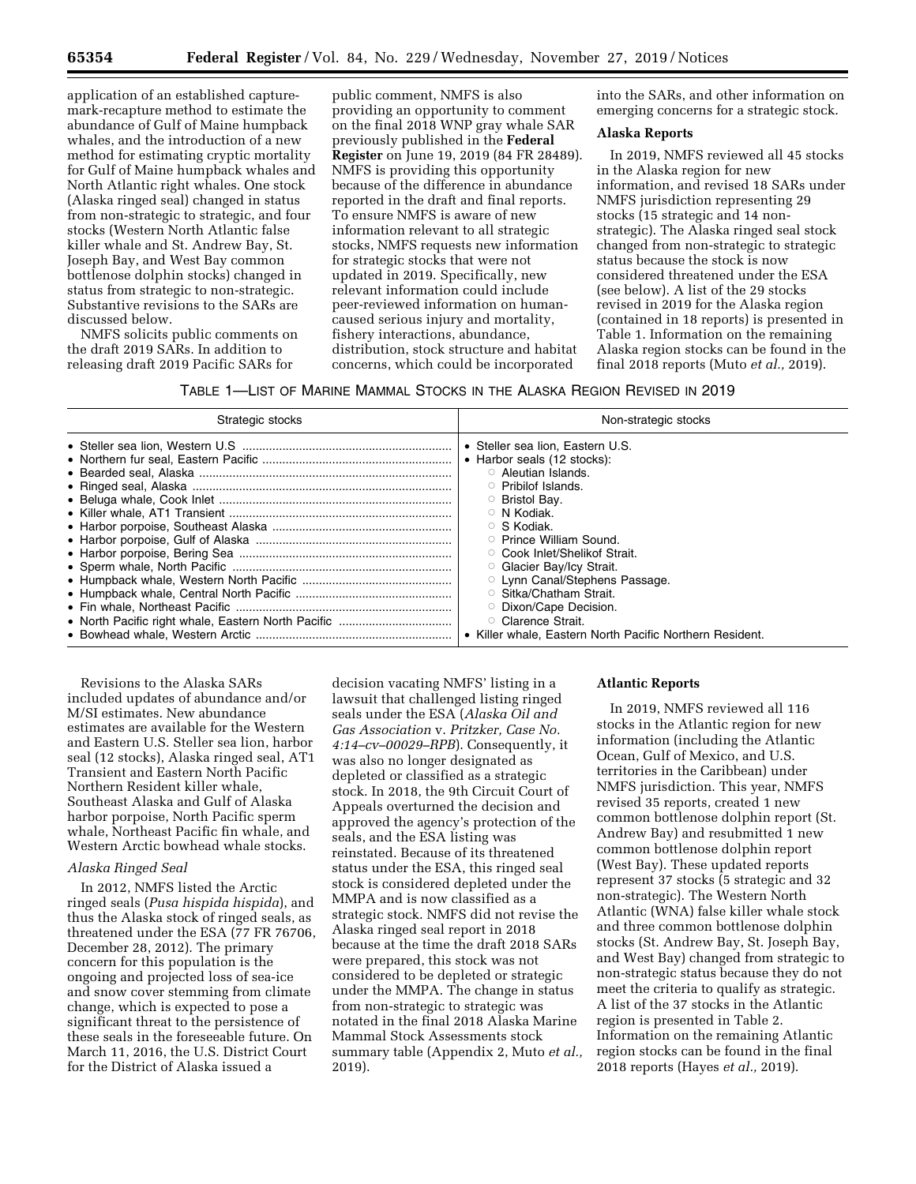application of an established capture-mark-recapture method to estimate the abundance of Gulf of Maine humpback whales, and the introduction of a new method for estimating cryptic mortality for Gulf of Maine humpback whales and North Atlantic right whales. One stock (Alaska ringed seal) changed in status from non-strategic to strategic, and four stocks (Western North Atlantic false killer whale and St. Andrew Bay, St. Joseph Bay, and West Bay common bottlenose dolphin stocks) changed in status from strategic to non-strategic. Substantive revisions to the SARs are discussed below.

NMFS solicits public comments on the draft 2019 SARs. In addition to releasing draft 2019 Pacific SARs for public comment, NMFS is also providing an opportunity to comment on the final 2018 WNP gray whale SAR previously published in the **Federal Register** on June 19, 2019 (84 FR 28489). NMFS is providing this opportunity because of the difference in abundance reported in the draft and final reports. To ensure NMFS is aware of new information relevant to all strategic stocks, NMFS requests new information for strategic stocks that were not updated in 2019. Specifically, new relevant information could include peer-reviewed information on human-caused serious injury and mortality, fishery interactions, abundance, distribution, stock structure and habitat concerns, which could be incorporated into the SARs, and other information on emerging concerns for a strategic stock.

### Alaska Reports

In 2019, NMFS reviewed all 45 stocks in the Alaska region for new information, and revised 18 SARs under NMFS jurisdiction representing 29 stocks (15 strategic and 14 non-strategic). The Alaska ringed seal stock changed from non-strategic to strategic status because the stock is now considered threatened under the ESA (see below). A list of the 29 stocks revised in 2019 for the Alaska region (contained in 18 reports) is presented in Table 1. Information on the remaining Alaska region stocks can be found in the final 2018 reports (Muto *et al.,* 2019).

TABLE 1—LIST OF MARINE MAMMAL STOCKS IN THE ALASKA REGION REVISED IN 2019

| Strategic stocks | Non-strategic stocks |
|---|---|
| • Steller sea lion, Western U.S | • Steller sea lion, Eastern U.S. |
| • Northern fur seal, Eastern Pacific | • Harbor seals (12 stocks): |
| • Bearded seal, Alaska | ○ Aleutian Islands. |
| • Ringed seal, Alaska | ○ Pribilof Islands. |
| • Beluga whale, Cook Inlet | ○ Bristol Bay. |
| • Killer whale, AT1 Transient | ○ N Kodiak. |
| • Harbor porpoise, Southeast Alaska | ○ S Kodiak. |
| • Harbor porpoise, Gulf of Alaska | ○ Prince William Sound. |
| • Harbor porpoise, Bering Sea | ○ Cook Inlet/Shelikof Strait. |
| • Sperm whale, North Pacific | ○ Glacier Bay/Icy Strait. |
| • Humpback whale, Western North Pacific | ○ Lynn Canal/Stephens Passage. |
| • Humpback whale, Central North Pacific | ○ Sitka/Chatham Strait. |
| • Fin whale, Northeast Pacific | ○ Dixon/Cape Decision. |
| • North Pacific right whale, Eastern North Pacific | ○ Clarence Strait. |
| • Bowhead whale, Western Arctic | • Killer whale, Eastern North Pacific Northern Resident. |

Revisions to the Alaska SARs included updates of abundance and/or M/SI estimates. New abundance estimates are available for the Western and Eastern U.S. Steller sea lion, harbor seal (12 stocks), Alaska ringed seal, AT1 Transient and Eastern North Pacific Northern Resident killer whale, Southeast Alaska and Gulf of Alaska harbor porpoise, North Pacific sperm whale, Northeast Pacific fin whale, and Western Arctic bowhead whale stocks.

#### *Alaska Ringed Seal*

In 2012, NMFS listed the Arctic ringed seals (*Pusa hispida hispida*), and thus the Alaska stock of ringed seals, as threatened under the ESA (77 FR 76706, December 28, 2012). The primary concern for this population is the ongoing and projected loss of sea-ice and snow cover stemming from climate change, which is expected to pose a significant threat to the persistence of these seals in the foreseeable future. On March 11, 2016, the U.S. District Court for the District of Alaska issued a decision vacating NMFS' listing in a lawsuit that challenged listing ringed seals under the ESA (*Alaska Oil and Gas Association* v. *Pritzker, Case No. 4:14–cv–00029–RPB*). Consequently, it was also no longer designated as depleted or classified as a strategic stock. In 2018, the 9th Circuit Court of Appeals overturned the decision and approved the agency's protection of the seals, and the ESA listing was reinstated. Because of its threatened status under the ESA, this ringed seal stock is considered depleted under the MMPA and is now classified as a strategic stock. NMFS did not revise the Alaska ringed seal report in 2018 because at the time the draft 2018 SARs were prepared, this stock was not considered to be depleted or strategic under the MMPA. The change in status from non-strategic to strategic was notated in the final 2018 Alaska Marine Mammal Stock Assessments stock summary table (Appendix 2, Muto *et al.,* 2019).

### Atlantic Reports

In 2019, NMFS reviewed all 116 stocks in the Atlantic region for new information (including the Atlantic Ocean, Gulf of Mexico, and U.S. territories in the Caribbean) under NMFS jurisdiction. This year, NMFS revised 35 reports, created 1 new common bottlenose dolphin report (St. Andrew Bay) and resubmitted 1 new common bottlenose dolphin report (West Bay). These updated reports represent 37 stocks (5 strategic and 32 non-strategic). The Western North Atlantic (WNA) false killer whale stock and three common bottlenose dolphin stocks (St. Andrew Bay, St. Joseph Bay, and West Bay) changed from strategic to non-strategic status because they do not meet the criteria to qualify as strategic. A list of the 37 stocks in the Atlantic region is presented in Table 2. Information on the remaining Atlantic region stocks can be found in the final 2018 reports (Hayes *et al.,* 2019).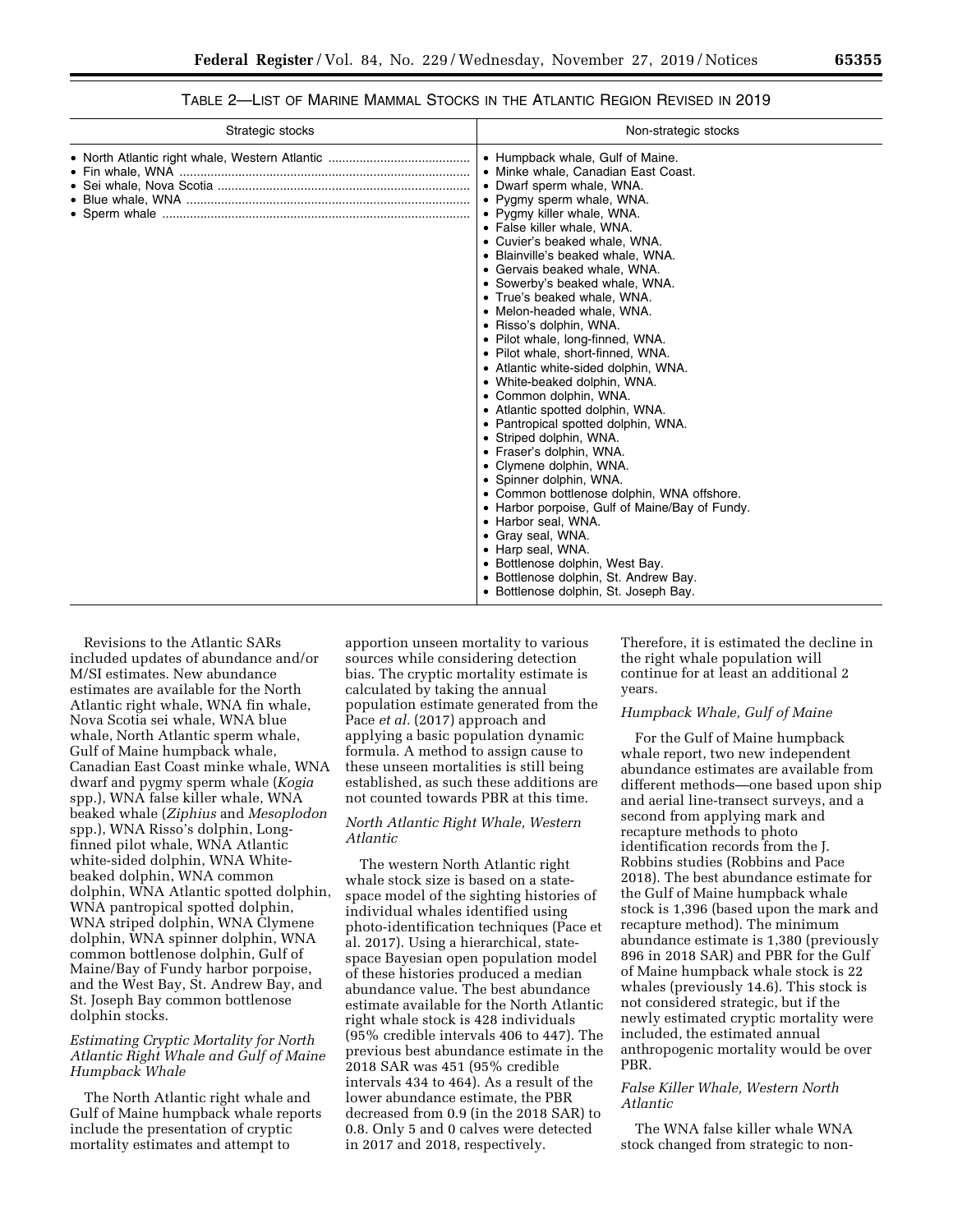TABLE 2—LIST OF MARINE MAMMAL STOCKS IN THE ATLANTIC REGION REVISED IN 2019

| Strategic stocks | Non-strategic stocks |
| --- | --- |
| • North Atlantic right whale, Western Atlantic | • Humpback whale, Gulf of Maine. |
| • Fin whale, WNA | • Minke whale, Canadian East Coast. |
| • Sei whale, Nova Scotia | • Dwarf sperm whale, WNA. |
| • Blue whale, WNA | • Pygmy sperm whale, WNA. |
| • Sperm whale | • Pygmy killer whale, WNA. |
| | • False killer whale, WNA. |
| | • Cuvier's beaked whale, WNA. |
| | • Blainville's beaked whale, WNA. |
| | • Gervais beaked whale, WNA. |
| | • Sowerby's beaked whale, WNA. |
| | • True's beaked whale, WNA. |
| | • Melon-headed whale, WNA. |
| | • Risso's dolphin, WNA. |
| | • Pilot whale, long-finned, WNA. |
| | • Pilot whale, short-finned, WNA. |
| | • Atlantic white-sided dolphin, WNA. |
| | • White-beaked dolphin, WNA. |
| | • Common dolphin, WNA. |
| | • Atlantic spotted dolphin, WNA. |
| | • Pantropical spotted dolphin, WNA. |
| | • Striped dolphin, WNA. |
| | • Fraser's dolphin, WNA. |
| | • Clymene dolphin, WNA. |
| | • Spinner dolphin, WNA. |
| | • Common bottlenose dolphin, WNA offshore. |
| | • Harbor porpoise, Gulf of Maine/Bay of Fundy. |
| | • Harbor seal, WNA. |
| | • Gray seal, WNA. |
| | • Harp seal, WNA. |
| | • Bottlenose dolphin, West Bay. |
| | • Bottlenose dolphin, St. Andrew Bay. |
| | • Bottlenose dolphin, St. Joseph Bay. |

Revisions to the Atlantic SARs included updates of abundance and/or M/SI estimates. New abundance estimates are available for the North Atlantic right whale, WNA fin whale, Nova Scotia sei whale, WNA blue whale, North Atlantic sperm whale, Gulf of Maine humpback whale, Canadian East Coast minke whale, WNA dwarf and pygmy sperm whale (*Kogia* spp.), WNA false killer whale, WNA beaked whale (*Ziphius* and *Mesoplodon* spp.), WNA Risso's dolphin, Long-finned pilot whale, WNA Atlantic white-sided dolphin, WNA White-beaked dolphin, WNA common dolphin, WNA Atlantic spotted dolphin, WNA pantropical spotted dolphin, WNA striped dolphin, WNA Clymene dolphin, WNA spinner dolphin, WNA common bottlenose dolphin, Gulf of Maine/Bay of Fundy harbor porpoise, and the West Bay, St. Andrew Bay, and St. Joseph Bay common bottlenose dolphin stocks.

*Estimating Cryptic Mortality for North Atlantic Right Whale and Gulf of Maine Humpback Whale*

The North Atlantic right whale and Gulf of Maine humpback whale reports include the presentation of cryptic mortality estimates and attempt to apportion unseen mortality to various sources while considering detection bias. The cryptic mortality estimate is calculated by taking the annual population estimate generated from the Pace *et al.* (2017) approach and applying a basic population dynamic formula. A method to assign cause to these unseen mortalities is still being established, as such these additions are not counted towards PBR at this time.

*North Atlantic Right Whale, Western Atlantic*

The western North Atlantic right whale stock size is based on a state-space model of the sighting histories of individual whales identified using photo-identification techniques (Pace et al. 2017). Using a hierarchical, state-space Bayesian open population model of these histories produced a median abundance value. The best abundance estimate available for the North Atlantic right whale stock is 428 individuals (95% credible intervals 406 to 447). The previous best abundance estimate in the 2018 SAR was 451 (95% credible intervals 434 to 464). As a result of the lower abundance estimate, the PBR decreased from 0.9 (in the 2018 SAR) to 0.8. Only 5 and 0 calves were detected in 2017 and 2018, respectively. Therefore, it is estimated the decline in the right whale population will continue for at least an additional 2 years.

*Humpback Whale, Gulf of Maine*

For the Gulf of Maine humpback whale report, two new independent abundance estimates are available from different methods—one based upon ship and aerial line-transect surveys, and a second from applying mark and recapture methods to photo identification records from the J. Robbins studies (Robbins and Pace 2018). The best abundance estimate for the Gulf of Maine humpback whale stock is 1,396 (based upon the mark and recapture method). The minimum abundance estimate is 1,380 (previously 896 in 2018 SAR) and PBR for the Gulf of Maine humpback whale stock is 22 whales (previously 14.6). This stock is not considered strategic, but if the newly estimated cryptic mortality were included, the estimated annual anthropogenic mortality would be over PBR.

*False Killer Whale, Western North Atlantic*

The WNA false killer whale WNA stock changed from strategic to non-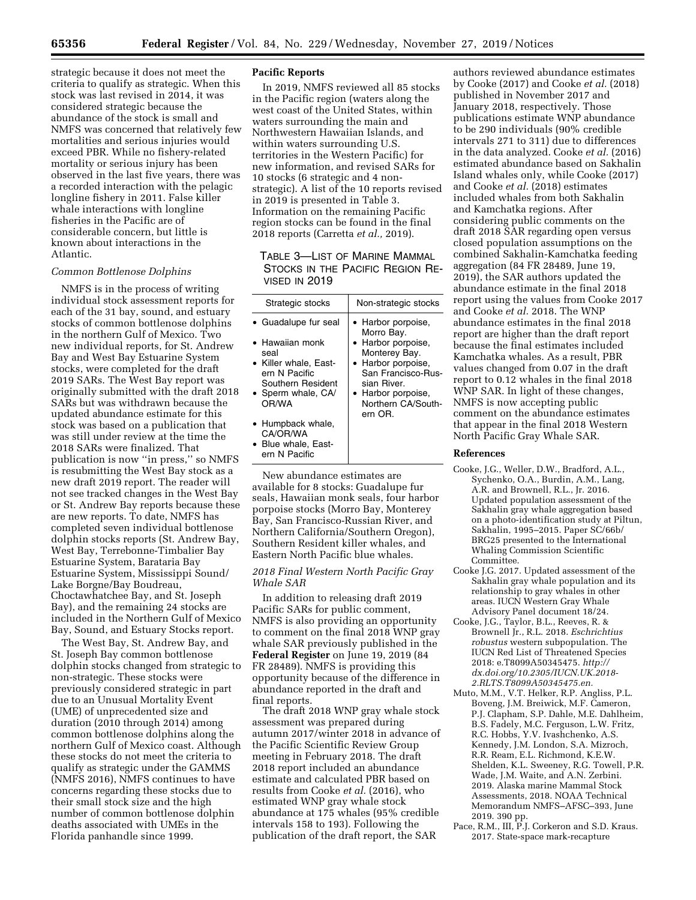strategic because it does not meet the criteria to qualify as strategic. When this stock was last revised in 2014, it was considered strategic because the abundance of the stock is small and NMFS was concerned that relatively few mortalities and serious injuries would exceed PBR. While no fishery-related mortality or serious injury has been observed in the last five years, there was a recorded interaction with the pelagic longline fishery in 2011. False killer whale interactions with longline fisheries in the Pacific are of considerable concern, but little is known about interactions in the Atlantic.

*Common Bottlenose Dolphins*

NMFS is in the process of writing individual stock assessment reports for each of the 31 bay, sound, and estuary stocks of common bottlenose dolphins in the northern Gulf of Mexico. Two new individual reports, for St. Andrew Bay and West Bay Estuarine System stocks, were completed for the draft 2019 SARs. The West Bay report was originally submitted with the draft 2018 SARs but was withdrawn because the updated abundance estimate for this stock was based on a publication that was still under review at the time the 2018 SARs were finalized. That publication is now ''in press,'' so NMFS is resubmitting the West Bay stock as a new draft 2019 report. The reader will not see tracked changes in the West Bay or St. Andrew Bay reports because these are new reports. To date, NMFS has completed seven individual bottlenose dolphin stocks reports (St. Andrew Bay, West Bay, Terrebonne-Timbalier Bay Estuarine System, Barataria Bay Estuarine System, Mississippi Sound/Lake Borgne/Bay Boudreau, Choctawhatchee Bay, and St. Joseph Bay), and the remaining 24 stocks are included in the Northern Gulf of Mexico Bay, Sound, and Estuary Stocks report.

The West Bay, St. Andrew Bay, and St. Joseph Bay common bottlenose dolphin stocks changed from strategic to non-strategic. These stocks were previously considered strategic in part due to an Unusual Mortality Event (UME) of unprecedented size and duration (2010 through 2014) among common bottlenose dolphins along the northern Gulf of Mexico coast. Although these stocks do not meet the criteria to qualify as strategic under the GAMMS (NMFS 2016), NMFS continues to have concerns regarding these stocks due to their small stock size and the high number of common bottlenose dolphin deaths associated with UMEs in the Florida panhandle since 1999.

**Pacific Reports**

In 2019, NMFS reviewed all 85 stocks in the Pacific region (waters along the west coast of the United States, within waters surrounding the main and Northwestern Hawaiian Islands, and within waters surrounding U.S. territories in the Western Pacific) for new information, and revised SARs for 10 stocks (6 strategic and 4 non-strategic). A list of the 10 reports revised in 2019 is presented in Table 3. Information on the remaining Pacific region stocks can be found in the final 2018 reports (Carretta *et al.,* 2019).

TABLE 3—LIST OF MARINE MAMMAL STOCKS IN THE PACIFIC REGION REVISED IN 2019

| Strategic stocks | Non-strategic stocks |
|---|---|
| • Guadalupe fur seal | • Harbor porpoise, Morro Bay. |
| • Hawaiian monk seal | • Harbor porpoise, Monterey Bay. |
| • Killer whale, Eastern N Pacific Southern Resident | • Harbor porpoise, San Francisco-Russian River. |
| • Sperm whale, CA/OR/WA | • Harbor porpoise, Northern CA/Southern OR. |
| • Humpback whale, CA/OR/WA | |
| • Blue whale, Eastern N Pacific | |

New abundance estimates are available for 8 stocks: Guadalupe fur seals, Hawaiian monk seals, four harbor porpoise stocks (Morro Bay, Monterey Bay, San Francisco-Russian River, and Northern California/Southern Oregon), Southern Resident killer whales, and Eastern North Pacific blue whales.

*2018 Final Western North Pacific Gray Whale SAR*

In addition to releasing draft 2019 Pacific SARs for public comment, NMFS is also providing an opportunity to comment on the final 2018 WNP gray whale SAR previously published in the **Federal Register** on June 19, 2019 (84 FR 28489). NMFS is providing this opportunity because of the difference in abundance reported in the draft and final reports.

The draft 2018 WNP gray whale stock assessment was prepared during autumn 2017/winter 2018 in advance of the Pacific Scientific Review Group meeting in February 2018. The draft 2018 report included an abundance estimate and calculated PBR based on results from Cooke *et al.* (2016), who estimated WNP gray whale stock abundance at 175 whales (95% credible intervals 158 to 193). Following the publication of the draft report, the SAR authors reviewed abundance estimates by Cooke (2017) and Cooke *et al.* (2018) published in November 2017 and January 2018, respectively. Those publications estimate WNP abundance to be 290 individuals (90% credible intervals 271 to 311) due to differences in the data analyzed. Cooke *et al.* (2016) estimated abundance based on Sakhalin Island whales only, while Cooke (2017) and Cooke *et al.* (2018) estimates included whales from both Sakhalin and Kamchatka regions. After considering public comments on the draft 2018 SAR regarding open versus closed population assumptions on the combined Sakhalin-Kamchatka feeding aggregation (84 FR 28489, June 19, 2019), the SAR authors updated the abundance estimate in the final 2018 report using the values from Cooke 2017 and Cooke *et al.* 2018. The WNP abundance estimates in the final 2018 report are higher than the draft report because the final estimates included Kamchatka whales. As a result, PBR values changed from 0.07 in the draft report to 0.12 whales in the final 2018 WNP SAR. In light of these changes, NMFS is now accepting public comment on the abundance estimates that appear in the final 2018 Western North Pacific Gray Whale SAR.

**References**

Cooke, J.G., Weller, D.W., Bradford, A.L., Sychenko, O.A., Burdin, A.M., Lang, A.R. and Brownell, R.L., Jr. 2016. Updated population assessment of the Sakhalin gray whale aggregation based on a photo-identification study at Piltun, Sakhalin, 1995–2015. Paper SC/66b/BRG25 presented to the International Whaling Commission Scientific Committee.

Cooke J.G. 2017. Updated assessment of the Sakhalin gray whale population and its relationship to gray whales in other areas. IUCN Western Gray Whale Advisory Panel document 18/24.

Cooke, J.G., Taylor, B.L., Reeves, R. & Brownell Jr., R.L. 2018. *Eschrichtius robustus* western subpopulation. The IUCN Red List of Threatened Species 2018: e.T8099A50345475. *http://dx.doi.org/10.2305/IUCN.UK.2018-2.RLTS.T8099A50345475.en.*

Muto, M.M., V.T. Helker, R.P. Angliss, P.L. Boveng, J.M. Breiwick, M.F. Cameron, P.J. Clapham, S.P. Dahle, M.E. Dahlheim, B.S. Fadely, M.C. Ferguson, L.W. Fritz, R.C. Hobbs, Y.V. Ivashchenko, A.S. Kennedy, J.M. London, S.A. Mizroch, R.R. Ream, E.L. Richmond, K.E.W. Shelden, K.L. Sweeney, R.G. Towell, P.R. Wade, J.M. Waite, and A.N. Zerbini. 2019. Alaska marine Mammal Stock Assessments, 2018. NOAA Technical Memorandum NMFS–AFSC–393, June 2019. 390 pp.

Pace, R.M., III, P.J. Corkeron and S.D. Kraus. 2017. State-space mark-recapture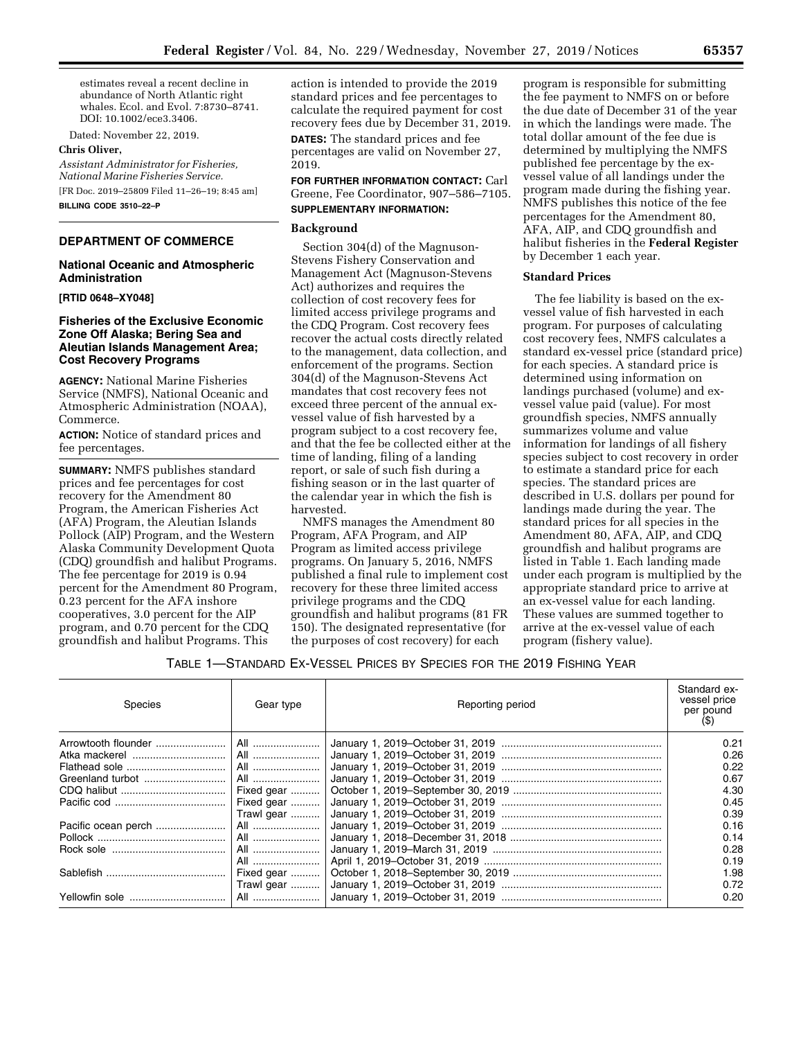estimates reveal a recent decline in abundance of North Atlantic right whales. Ecol. and Evol. 7:8730–8741. DOI: 10.1002/ece3.3406.

Dated: November 22, 2019.

**Chris Oliver,**

*Assistant Administrator for Fisheries, National Marine Fisheries Service.*

[FR Doc. 2019–25809 Filed 11–26–19; 8:45 am]

**BILLING CODE 3510–22–P**

## DEPARTMENT OF COMMERCE

### National Oceanic and Atmospheric Administration

**[RTID 0648–XY048]**

### Fisheries of the Exclusive Economic Zone Off Alaska; Bering Sea and Aleutian Islands Management Area; Cost Recovery Programs

**AGENCY:** National Marine Fisheries Service (NMFS), National Oceanic and Atmospheric Administration (NOAA), Commerce.

**ACTION:** Notice of standard prices and fee percentages.

**SUMMARY:** NMFS publishes standard prices and fee percentages for cost recovery for the Amendment 80 Program, the American Fisheries Act (AFA) Program, the Aleutian Islands Pollock (AIP) Program, and the Western Alaska Community Development Quota (CDQ) groundfish and halibut Programs. The fee percentage for 2019 is 0.94 percent for the Amendment 80 Program, 0.23 percent for the AFA inshore cooperatives, 3.0 percent for the AIP program, and 0.70 percent for the CDQ groundfish and halibut Programs. This action is intended to provide the 2019 standard prices and fee percentages to calculate the required payment for cost recovery fees due by December 31, 2019.

**DATES:** The standard prices and fee percentages are valid on November 27, 2019.

**FOR FURTHER INFORMATION CONTACT:** Carl Greene, Fee Coordinator, 907–586–7105.

**SUPPLEMENTARY INFORMATION:**

### Background

Section 304(d) of the Magnuson-Stevens Fishery Conservation and Management Act (Magnuson-Stevens Act) authorizes and requires the collection of cost recovery fees for limited access privilege programs and the CDQ Program. Cost recovery fees recover the actual costs directly related to the management, data collection, and enforcement of the programs. Section 304(d) of the Magnuson-Stevens Act mandates that cost recovery fees not exceed three percent of the annual ex-vessel value of fish harvested by a program subject to a cost recovery fee, and that the fee be collected either at the time of landing, filing of a landing report, or sale of such fish during a fishing season or in the last quarter of the calendar year in which the fish is harvested.

NMFS manages the Amendment 80 Program, AFA Program, and AIP Program as limited access privilege programs. On January 5, 2016, NMFS published a final rule to implement cost recovery for these three limited access privilege programs and the CDQ groundfish and halibut programs (81 FR 150). The designated representative (for the purposes of cost recovery) for each program is responsible for submitting the fee payment to NMFS on or before the due date of December 31 of the year in which the landings were made. The total dollar amount of the fee due is determined by multiplying the NMFS published fee percentage by the ex-vessel value of all landings under the program made during the fishing year. NMFS publishes this notice of the fee percentages for the Amendment 80, AFA, AIP, and CDQ groundfish and halibut fisheries in the **Federal Register** by December 1 each year.

### Standard Prices

The fee liability is based on the ex-vessel value of fish harvested in each program. For purposes of calculating cost recovery fees, NMFS calculates a standard ex-vessel price (standard price) for each species. A standard price is determined using information on landings purchased (volume) and ex-vessel value paid (value). For most groundfish species, NMFS annually summarizes volume and value information for landings of all fishery species subject to cost recovery in order to estimate a standard price for each species. The standard prices are described in U.S. dollars per pound for landings made during the year. The standard prices for all species in the Amendment 80, AFA, AIP, and CDQ groundfish and halibut programs are listed in Table 1. Each landing made under each program is multiplied by the appropriate standard price to arrive at an ex-vessel value for each landing. These values are summed together to arrive at the ex-vessel value of each program (fishery value).

TABLE 1—STANDARD EX-VESSEL PRICES BY SPECIES FOR THE 2019 FISHING YEAR

| Species | Gear type | Reporting period | Standard ex-vessel price per pound ($) |
|---|---|---|---|
| Arrowtooth flounder | All | January 1, 2019–October 31, 2019 | 0.21 |
| Atka mackerel | All | January 1, 2019–October 31, 2019 | 0.26 |
| Flathead sole | All | January 1, 2019–October 31, 2019 | 0.22 |
| Greenland turbot | All | January 1, 2019–October 31, 2019 | 0.67 |
| CDQ halibut | Fixed gear | October 1, 2019–September 30, 2019 | 4.30 |
| Pacific cod | Fixed gear | January 1, 2019–October 31, 2019 | 0.45 |
| | Trawl gear | January 1, 2019–October 31, 2019 | 0.39 |
| Pacific ocean perch | All | January 1, 2019–October 31, 2019 | 0.16 |
| Pollock | All | January 1, 2018–December 31, 2018 | 0.14 |
| Rock sole | All | January 1, 2019–March 31, 2019 | 0.28 |
| | All | April 1, 2019–October 31, 2019 | 0.19 |
| Sablefish | Fixed gear | October 1, 2018–September 30, 2019 | 1.98 |
| | Trawl gear | January 1, 2019–October 31, 2019 | 0.72 |
| Yellowfin sole | All | January 1, 2019–October 31, 2019 | 0.20 |